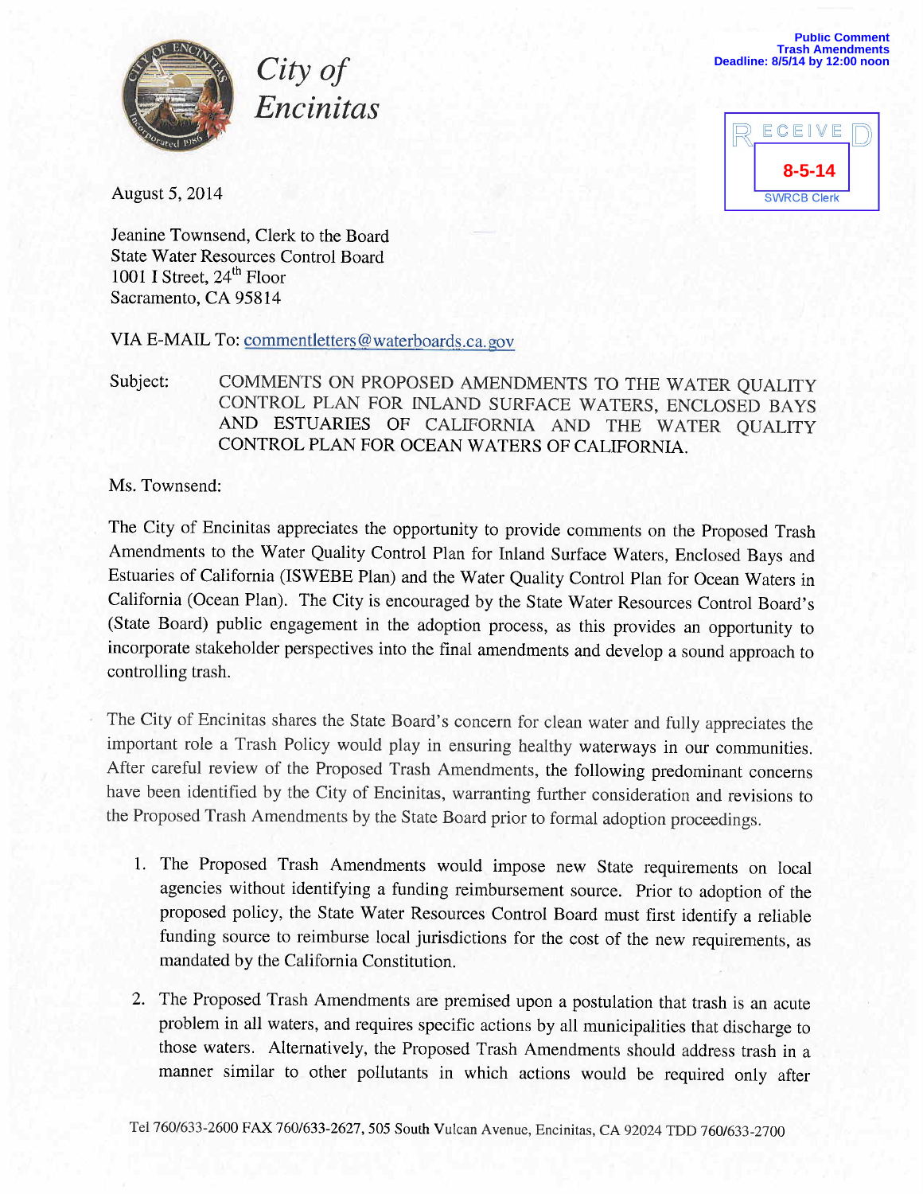**Public Comment**
**Trash Amendments**
**Deadline: 8/5/14 by 12:00 noon**

RECEIVED
8-5-14
SWRCB Clerk

*City of Encinitas*

August 5, 2014

Jeanine Townsend, Clerk to the Board
State Water Resources Control Board
1001 I Street, 24th Floor
Sacramento, CA 95814

VIA E-MAIL To: commentletters@waterboards.ca.gov

Subject: COMMENTS ON PROPOSED AMENDMENTS TO THE WATER QUALITY CONTROL PLAN FOR INLAND SURFACE WATERS, ENCLOSED BAYS AND ESTUARIES OF CALIFORNIA AND THE WATER QUALITY CONTROL PLAN FOR OCEAN WATERS OF CALIFORNIA.

Ms. Townsend:

The City of Encinitas appreciates the opportunity to provide comments on the Proposed Trash Amendments to the Water Quality Control Plan for Inland Surface Waters, Enclosed Bays and Estuaries of California (ISWEBE Plan) and the Water Quality Control Plan for Ocean Waters in California (Ocean Plan). The City is encouraged by the State Water Resources Control Board's (State Board) public engagement in the adoption process, as this provides an opportunity to incorporate stakeholder perspectives into the final amendments and develop a sound approach to controlling trash.

The City of Encinitas shares the State Board's concern for clean water and fully appreciates the important role a Trash Policy would play in ensuring healthy waterways in our communities. After careful review of the Proposed Trash Amendments, the following predominant concerns have been identified by the City of Encinitas, warranting further consideration and revisions to the Proposed Trash Amendments by the State Board prior to formal adoption proceedings.

1. The Proposed Trash Amendments would impose new State requirements on local agencies without identifying a funding reimbursement source. Prior to adoption of the proposed policy, the State Water Resources Control Board must first identify a reliable funding source to reimburse local jurisdictions for the cost of the new requirements, as mandated by the California Constitution.

2. The Proposed Trash Amendments are premised upon a postulation that trash is an acute problem in all waters, and requires specific actions by all municipalities that discharge to those waters. Alternatively, the Proposed Trash Amendments should address trash in a manner similar to other pollutants in which actions would be required only after

Tel 760/633-2600 FAX 760/633-2627, 505 South Vulcan Avenue, Encinitas, CA 92024 TDD 760/633-2700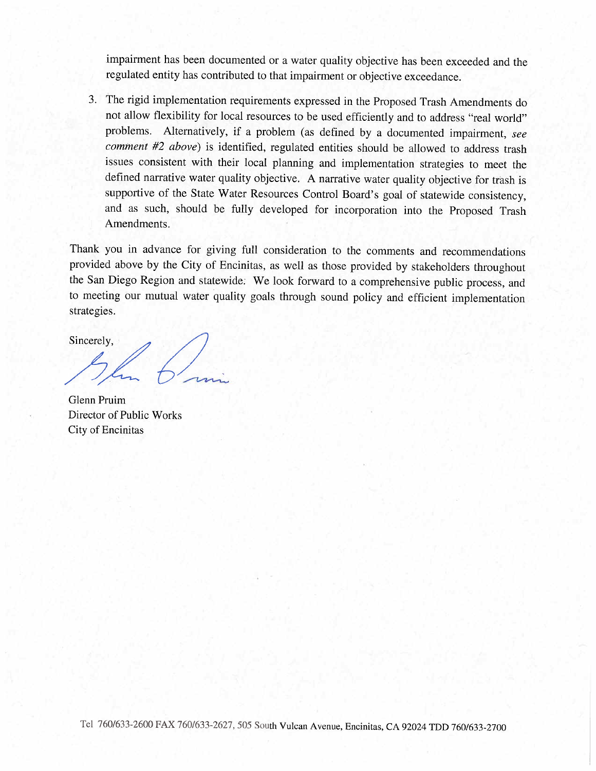impairment has been documented or a water quality objective has been exceeded and the regulated entity has contributed to that impairment or objective exceedance.

3. The rigid implementation requirements expressed in the Proposed Trash Amendments do not allow flexibility for local resources to be used efficiently and to address "real world" problems. Alternatively, if a problem (as defined by a documented impairment, *see comment #2 above*) is identified, regulated entities should be allowed to address trash issues consistent with their local planning and implementation strategies to meet the defined narrative water quality objective. A narrative water quality objective for trash is supportive of the State Water Resources Control Board's goal of statewide consistency, and as such, should be fully developed for incorporation into the Proposed Trash Amendments.

Thank you in advance for giving full consideration to the comments and recommendations provided above by the City of Encinitas, as well as those provided by stakeholders throughout the San Diego Region and statewide. We look forward to a comprehensive public process, and to meeting our mutual water quality goals through sound policy and efficient implementation strategies.

Sincerely,

Glenn Pruim
Director of Public Works
City of Encinitas

Tel 760/633-2600 FAX 760/633-2627, 505 South Vulcan Avenue, Encinitas, CA 92024 TDD 760/633-2700